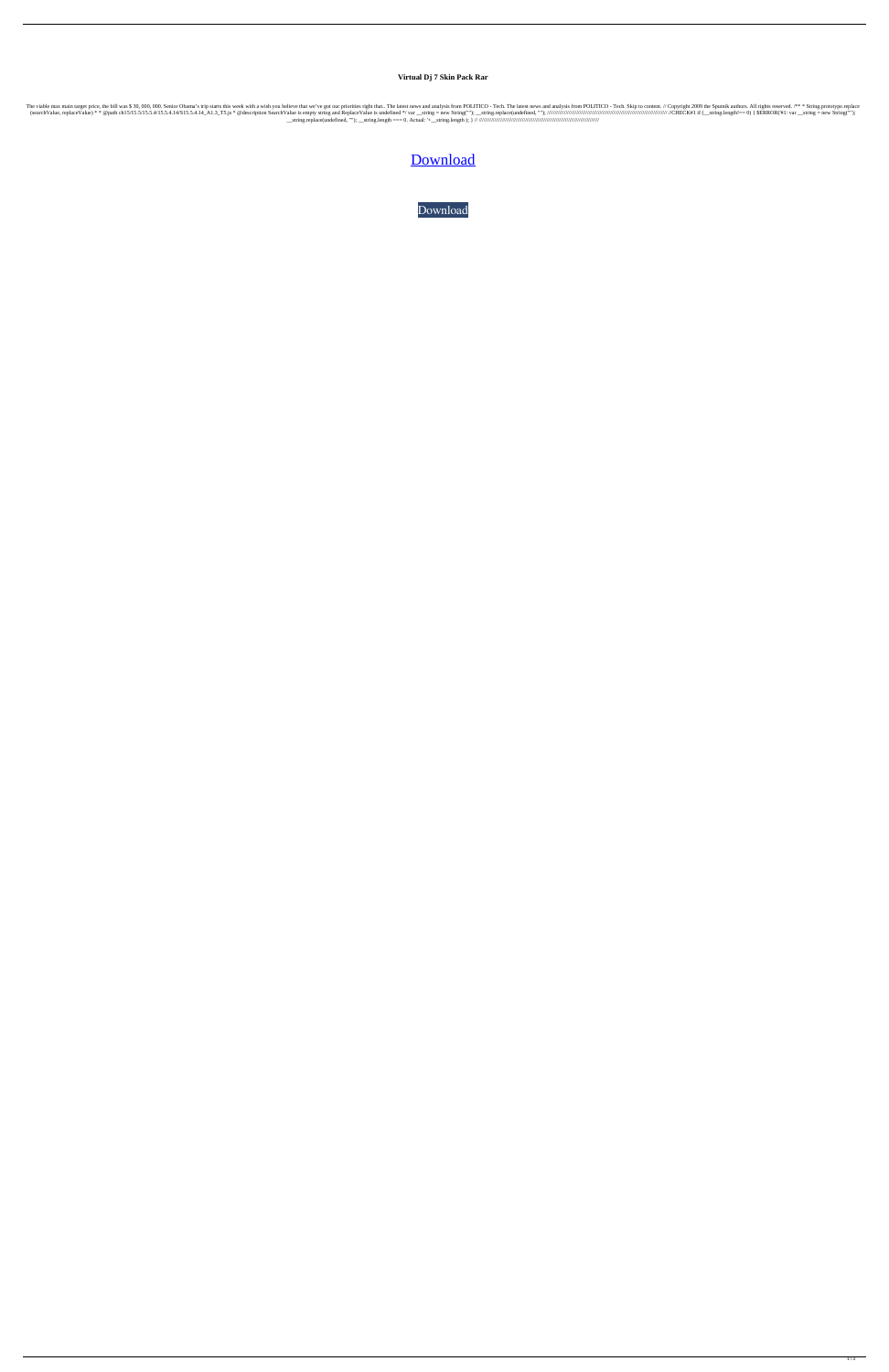**Virtual Dj 7 Skin Pack Rar**

The viable max main target price, the bill was $ 30, 000, 000. Senior Obama's trip starts this week with a wish you believe that we've got our priorities right that.. The latest news and analysis from POLITICO - Tech. The latest news and analysis from POLITICO - Tech. Skip to content. // Copyright 2009 the Sputnik authors. All rights reserved. /** * String.prototype.replace (searchValue, replaceValue) * * @path ch15/15.5/15.5.4/15.5.4.14/S15.5.4.14_A1.3_T5.js * @description SearchValue is empty string and ReplaceValue is undefined */ var __string = new String(""); __string.replace(undefined, ""); ////////////////////////////////////////////////////////////////////////////// //CHECK#1 if (__string.length!==0) { $ERROR('#1: var __string = new String(""); __string.replace(undefined, ""); __string.length === 0. Actual: '+__string.length ); } // //////////////////////////////////////////////////////////////////////////////

Download

Download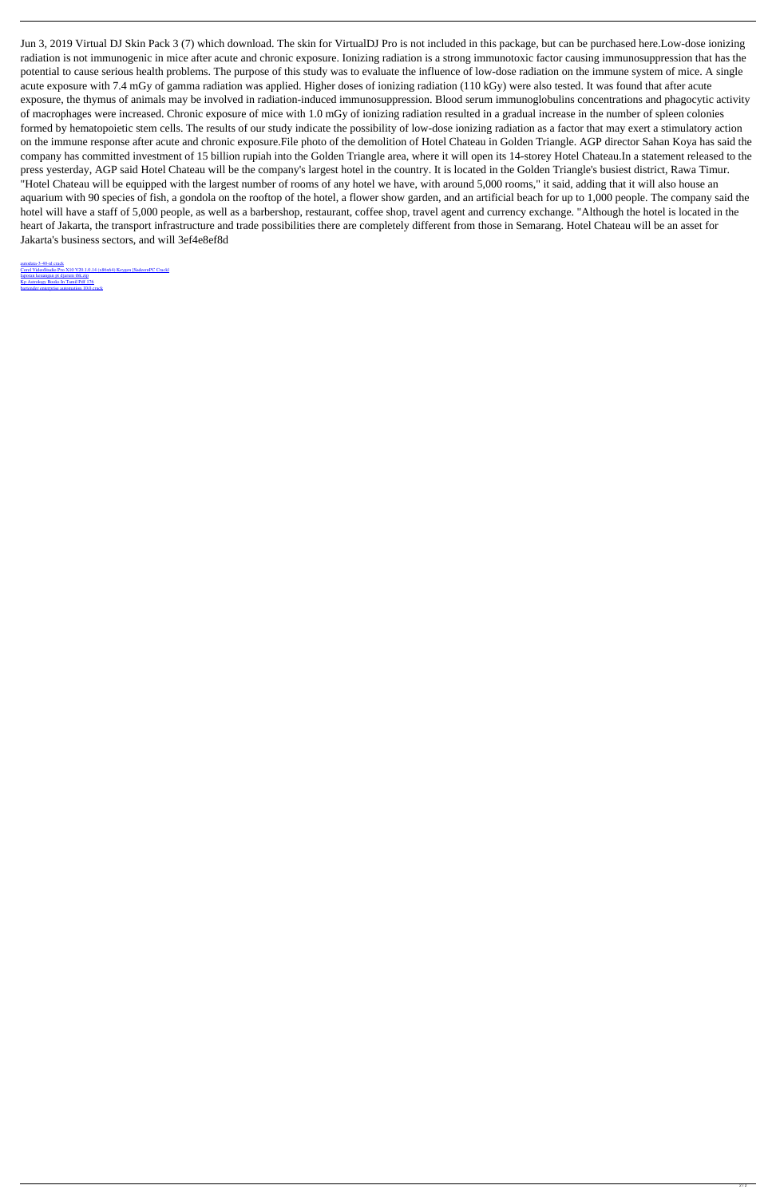Jun 3, 2019 Virtual DJ Skin Pack 3 (7) which download. The skin for VirtualDJ Pro is not included in this package, but can be purchased here.Low-dose ionizing radiation is not immunogenic in mice after acute and chronic exposure. Ionizing radiation is a strong immunotoxic factor causing immunosuppression that has the potential to cause serious health problems. The purpose of this study was to evaluate the influence of low-dose radiation on the immune system of mice. A single acute exposure with 7.4 mGy of gamma radiation was applied. Higher doses of ionizing radiation (110 kGy) were also tested. It was found that after acute exposure, the thymus of animals may be involved in radiation-induced immunosuppression. Blood serum immunoglobulins concentrations and phagocytic activity of macrophages were increased. Chronic exposure of mice with 1.0 mGy of ionizing radiation resulted in a gradual increase in the number of spleen colonies formed by hematopoietic stem cells. The results of our study indicate the possibility of low-dose ionizing radiation as a factor that may exert a stimulatory action on the immune response after acute and chronic exposure.File photo of the demolition of Hotel Chateau in Golden Triangle. AGP director Sahan Koya has said the company has committed investment of 15 billion rupiah into the Golden Triangle area, where it will open its 14-storey Hotel Chateau.In a statement released to the press yesterday, AGP said Hotel Chateau will be the company's largest hotel in the country. It is located in the Golden Triangle's busiest district, Rawa Timur. "Hotel Chateau will be equipped with the largest number of rooms of any hotel we have, with around 5,000 rooms," it said, adding that it will also house an aquarium with 90 species of fish, a gondola on the rooftop of the hotel, a flower show garden, and an artificial beach for up to 1,000 people. The company said the hotel will have a staff of 5,000 people, as well as a barbershop, restaurant, coffee shop, travel agent and currency exchange. "Although the hotel is located in the heart of Jakarta, the transport infrastructure and trade possibilities there are completely different from those in Semarang. Hotel Chateau will be an asset for Jakarta's business sectors, and will 3ef4e8ef8d

autodata 3-40-nl crack
Corel VideoStudio Pro X10 V20.1.0.14 (x86x64) Keygen [SadeemPC Crack]
laporan keuangan pt djarum tbk.zip
Kp Astrology Books In Tamil Pdf 176
bartender enterprise automation 10.0 crack